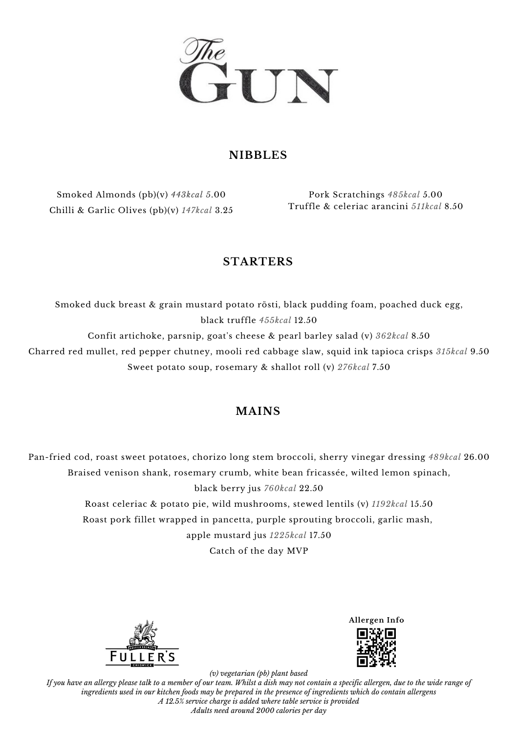# The GUN

## NIBBLES

Smoked Almonds (pb)(v) *443kcal* 5.00

Chilli & Garlic Olives (pb)(v) *147kcal* 3.25

Pork Scratchings *485kcal* 5.00

Truffle & celeriac arancini *511kcal* 8.50

## STARTERS

Smoked duck breast & grain mustard potato rösti, black pudding foam, poached duck egg, black truffle *455kcal* 12.50

Confit artichoke, parsnip, goat's cheese & pearl barley salad (v) *362kcal* 8.50

Charred red mullet, red pepper chutney, mooli red cabbage slaw, squid ink tapioca crisps *315kcal* 9.50

Sweet potato soup, rosemary & shallot roll (v) *276kcal* 7.50

## MAINS

Pan-fried cod, roast sweet potatoes, chorizo long stem broccoli, sherry vinegar dressing *489kcal* 26.00

Braised venison shank, rosemary crumb, white bean fricassée, wilted lemon spinach, black berry jus *760kcal* 22.50

Roast celeriac & potato pie, wild mushrooms, stewed lentils (v) *1192kcal* 15.50

Roast pork fillet wrapped in pancetta, purple sprouting broccoli, garlic mash, apple mustard jus *1225kcal* 17.50

Catch of the day MVP

FULLER'S

**Allergen Info**

*(v) vegetarian (pb) plant based*

*If you have an allergy please talk to a member of our team. Whilst a dish may not contain a specific allergen, due to the wide range of ingredients used in our kitchen foods may be prepared in the presence of ingredients which do contain allergens*

*A 12.5% service charge is added where table service is provided*

*Adults need around 2000 calories per day*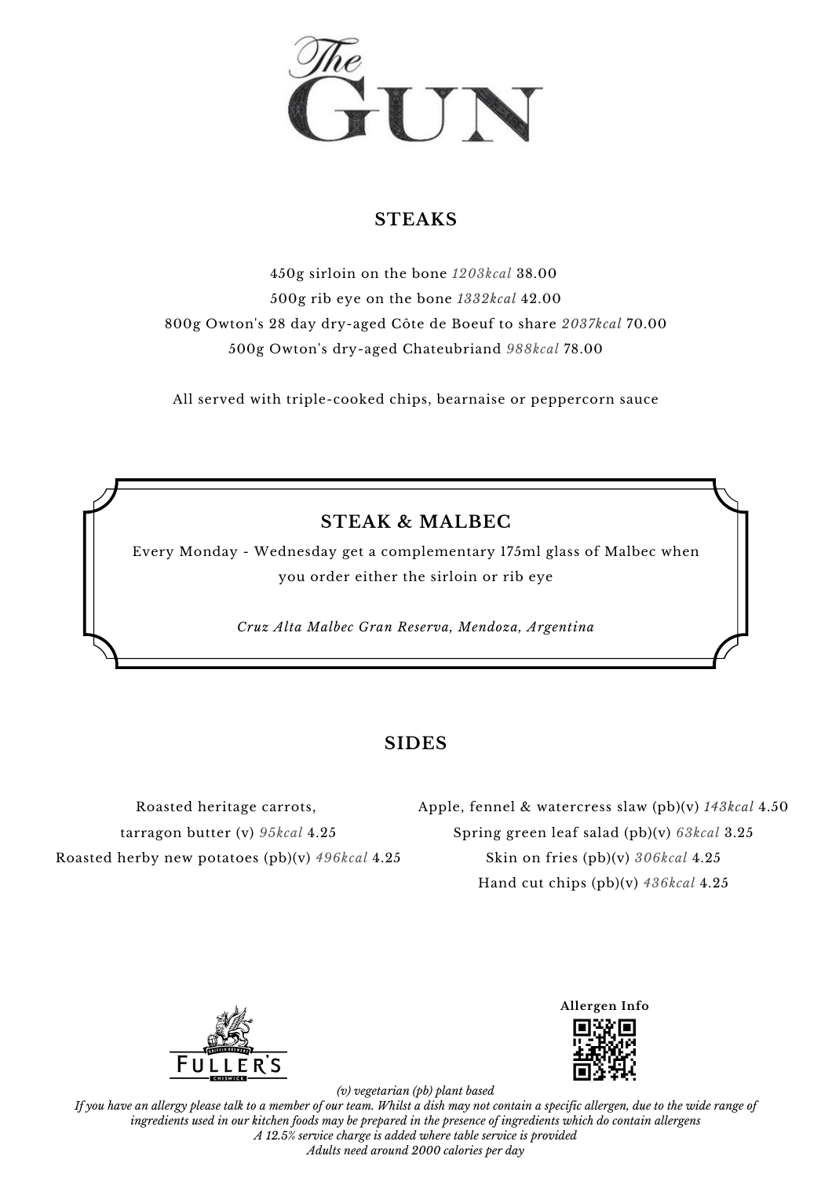# The GUN

## STEAKS

450g sirloin on the bone *1203kcal* 38.00

500g rib eye on the bone *1332kcal* 42.00

800g Owton's 28 day dry-aged Côte de Boeuf to share *2037kcal* 70.00

500g Owton's dry-aged Chateubriand *988kcal* 78.00

All served with triple-cooked chips, bearnaise or peppercorn sauce

## STEAK & MALBEC

Every Monday - Wednesday get a complementary 175ml glass of Malbec when you order either the sirloin or rib eye

*Cruz Alta Malbec Gran Reserva, Mendoza, Argentina*

## SIDES

Roasted heritage carrots, tarragon butter (v) *95kcal* 4.25

Roasted herby new potatoes (pb)(v) *496kcal* 4.25

Apple, fennel & watercress slaw (pb)(v) *143kcal* 4.50

Spring green leaf salad (pb)(v) *63kcal* 3.25

Skin on fries (pb)(v) *306kcal* 4.25

Hand cut chips (pb)(v) *436kcal* 4.25

**Allergen Info**

*(v) vegetarian (pb) plant based*

*If you have an allergy please talk to a member of our team. Whilst a dish may not contain a specific allergen, due to the wide range of ingredients used in our kitchen foods may be prepared in the presence of ingredients which do contain allergens*

*A 12.5% service charge is added where table service is provided*

*Adults need around 2000 calories per day*